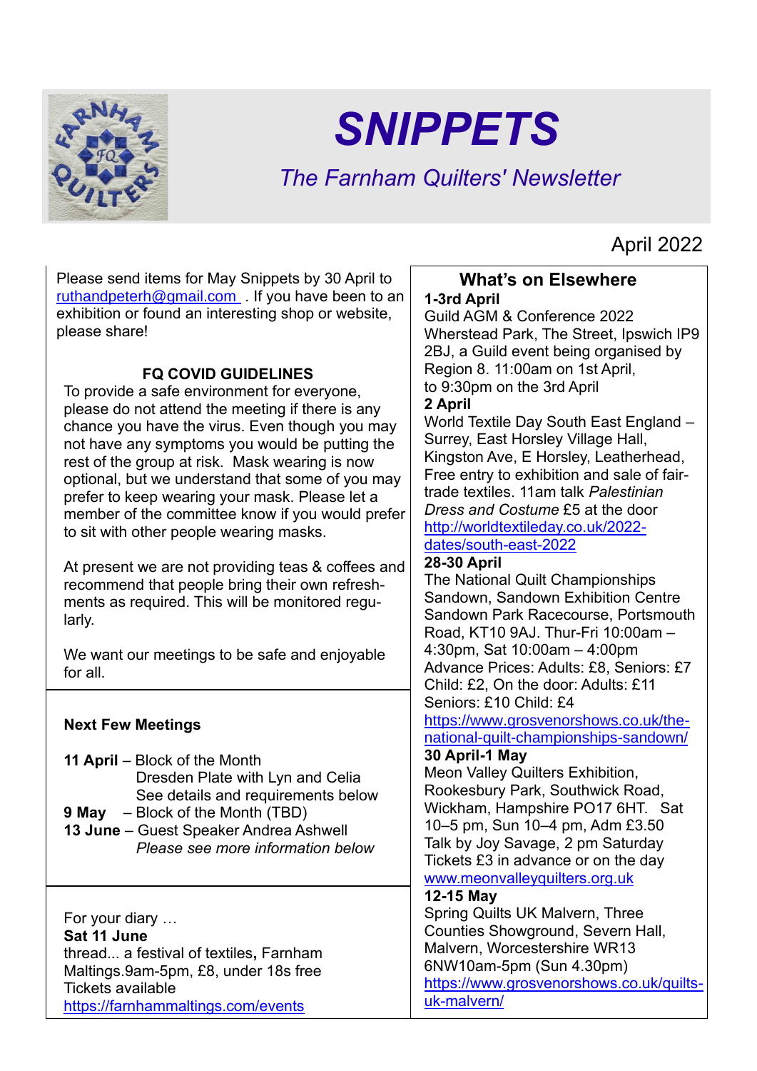# SNIPPETS

*The Farnham Quilters' Newsletter*

April 2022

Please send items for May Snippets by 30 April to ruthandpeterh@gmail.com . If you have been to an exhibition or found an interesting shop or website, please share!

### FQ COVID GUIDELINES

To provide a safe environment for everyone, please do not attend the meeting if there is any chance you have the virus. Even though you may not have any symptoms you would be putting the rest of the group at risk. Mask wearing is now optional, but we understand that some of you may prefer to keep wearing your mask. Please let a member of the committee know if you would prefer to sit with other people wearing masks.

At present we are not providing teas & coffees and recommend that people bring their own refreshments as required. This will be monitored regularly.

We want our meetings to be safe and enjoyable for all.

### Next Few Meetings

**11 April** – Block of the Month
Dresden Plate with Lyn and Celia
See details and requirements below
**9 May** – Block of the Month (TBD)
**13 June** – Guest Speaker Andrea Ashwell
*Please see more information below*

For your diary …
**Sat 11 June**
thread... a festival of textiles**,** Farnham Maltings.9am-5pm, £8, under 18s free
Tickets available
https://farnhammaltings.com/events

## What's on Elsewhere

**1-3rd April**
Guild AGM & Conference 2022
Wherstead Park, The Street, Ipswich IP9 2BJ, a Guild event being organised by Region 8. 11:00am on 1st April, to 9:30pm on the 3rd April

**2 April**
World Textile Day South East England – Surrey, East Horsley Village Hall, Kingston Ave, E Horsley, Leatherhead, Free entry to exhibition and sale of fair-trade textiles. 11am talk *Palestinian Dress and Costume* £5 at the door
http://worldtextileday.co.uk/2022-dates/south-east-2022

**28-30 April**
The National Quilt Championships Sandown, Sandown Exhibition Centre Sandown Park Racecourse, Portsmouth Road, KT10 9AJ. Thur-Fri 10:00am – 4:30pm, Sat 10:00am – 4:00pm
Advance Prices: Adults: £8, Seniors: £7 Child: £2, On the door: Adults: £11 Seniors: £10 Child: £4
https://www.grosvenorshows.co.uk/the-national-quilt-championships-sandown/

**30 April-1 May**
Meon Valley Quilters Exhibition, Rookesbury Park, Southwick Road, Wickham, Hampshire PO17 6HT. Sat 10–5 pm, Sun 10–4 pm, Adm £3.50
Talk by Joy Savage, 2 pm Saturday
Tickets £3 in advance or on the day
www.meonvalleyquilters.org.uk

**12-15 May**
Spring Quilts UK Malvern, Three Counties Showground, Severn Hall, Malvern, Worcestershire WR13 6NW10am-5pm (Sun 4.30pm)
https://www.grosvenorshows.co.uk/quilts-uk-malvern/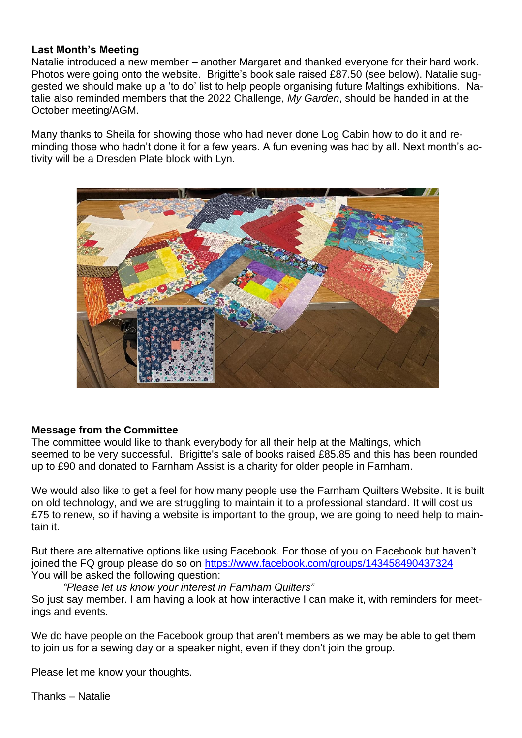**Last Month's Meeting**

Natalie introduced a new member – another Margaret and thanked everyone for their hard work. Photos were going onto the website. Brigitte's book sale raised £87.50 (see below). Natalie suggested we should make up a 'to do' list to help people organising future Maltings exhibitions. Natalie also reminded members that the 2022 Challenge, *My Garden*, should be handed in at the October meeting/AGM.

Many thanks to Sheila for showing those who had never done Log Cabin how to do it and reminding those who hadn't done it for a few years. A fun evening was had by all. Next month's activity will be a Dresden Plate block with Lyn.

**Message from the Committee**

The committee would like to thank everybody for all their help at the Maltings, which seemed to be very successful. Brigitte's sale of books raised £85.85 and this has been rounded up to £90 and donated to Farnham Assist is a charity for older people in Farnham.

We would also like to get a feel for how many people use the Farnham Quilters Website. It is built on old technology, and we are struggling to maintain it to a professional standard. It will cost us £75 to renew, so if having a website is important to the group, we are going to need help to maintain it.

But there are alternative options like using Facebook. For those of you on Facebook but haven't joined the FQ group please do so on https://www.facebook.com/groups/143458490437324
You will be asked the following question:

*"Please let us know your interest in Farnham Quilters"*

So just say member. I am having a look at how interactive I can make it, with reminders for meetings and events.

We do have people on the Facebook group that aren't members as we may be able to get them to join us for a sewing day or a speaker night, even if they don't join the group.

Please let me know your thoughts.

Thanks – Natalie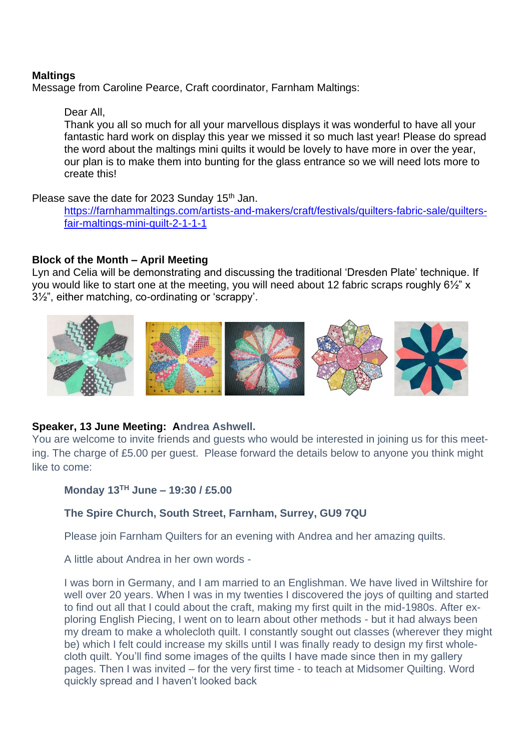**Maltings**
Message from Caroline Pearce, Craft coordinator, Farnham Maltings:

> Dear All,
> Thank you all so much for all your marvellous displays it was wonderful to have all your fantastic hard work on display this year we missed it so much last year! Please do spread the word about the maltings mini quilts it would be lovely to have more in over the year, our plan is to make them into bunting for the glass entrance so we will need lots more to create this!

Please save the date for 2023 Sunday 15th Jan.

> https://farnhammaltings.com/artists-and-makers/craft/festivals/quilters-fabric-sale/quilters-fair-maltings-mini-quilt-2-1-1-1

**Block of the Month – April Meeting**
Lyn and Celia will be demonstrating and discussing the traditional 'Dresden Plate' technique. If you would like to start one at the meeting, you will need about 12 fabric scraps roughly 6½" x 3½", either matching, co-ordinating or 'scrappy'.

**Speaker, 13 June Meeting: Andrea Ashwell.**
You are welcome to invite friends and guests who would be interested in joining us for this meeting. The charge of £5.00 per guest. Please forward the details below to anyone you think might like to come:

> **Monday 13TH June – 19:30 / £5.00**
>
> **The Spire Church, South Street, Farnham, Surrey, GU9 7QU**
>
> Please join Farnham Quilters for an evening with Andrea and her amazing quilts.
>
> A little about Andrea in her own words -
>
> I was born in Germany, and I am married to an Englishman. We have lived in Wiltshire for well over 20 years. When I was in my twenties I discovered the joys of quilting and started to find out all that I could about the craft, making my first quilt in the mid-1980s. After exploring English Piecing, I went on to learn about other methods - but it had always been my dream to make a wholecloth quilt. I constantly sought out classes (wherever they might be) which I felt could increase my skills until I was finally ready to design my first wholecloth quilt. You'll find some images of the quilts I have made since then in my gallery pages. Then I was invited – for the very first time - to teach at Midsomer Quilting. Word quickly spread and I haven't looked back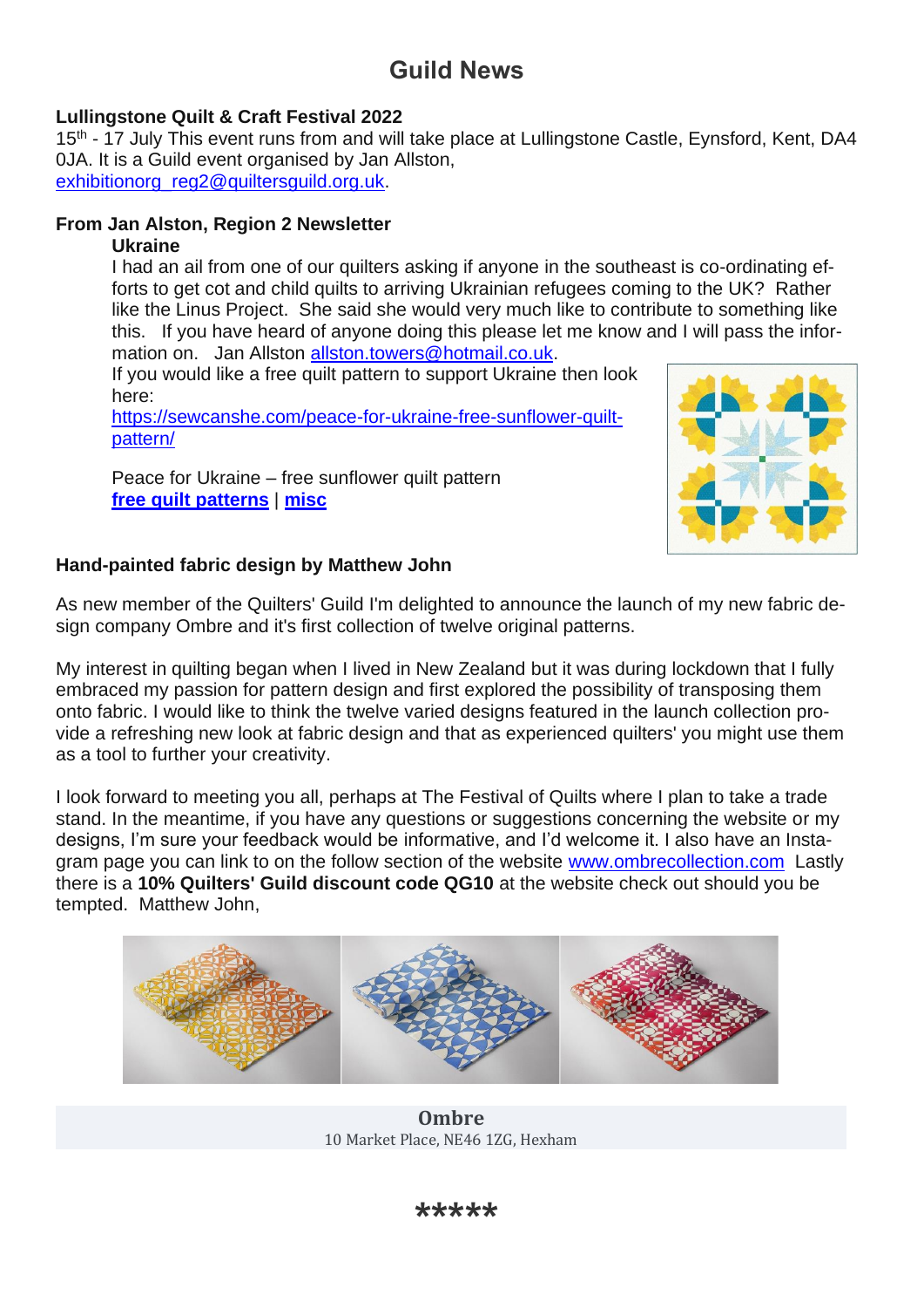# Guild News

**Lullingstone Quilt & Craft Festival 2022**
15th - 17 July This event runs from and will take place at Lullingstone Castle, Eynsford, Kent, DA4 0JA. It is a Guild event organised by Jan Allston, exhibitionorg_reg2@quiltersguild.org.uk.

**From Jan Alston, Region 2 Newsletter**

**Ukraine**

I had an ail from one of our quilters asking if anyone in the southeast is co-ordinating efforts to get cot and child quilts to arriving Ukrainian refugees coming to the UK? Rather like the Linus Project. She said she would very much like to contribute to something like this. If you have heard of anyone doing this please let me know and I will pass the information on. Jan Allston allston.towers@hotmail.co.uk.

If you would like a free quilt pattern to support Ukraine then look here:
https://sewcanshe.com/peace-for-ukraine-free-sunflower-quilt-pattern/

Peace for Ukraine – free sunflower quilt pattern
**free quilt patterns** | **misc**

**Hand-painted fabric design by Matthew John**

As new member of the Quilters' Guild I'm delighted to announce the launch of my new fabric design company Ombre and it's first collection of twelve original patterns.

My interest in quilting began when I lived in New Zealand but it was during lockdown that I fully embraced my passion for pattern design and first explored the possibility of transposing them onto fabric. I would like to think the twelve varied designs featured in the launch collection provide a refreshing new look at fabric design and that as experienced quilters' you might use them as a tool to further your creativity.

I look forward to meeting you all, perhaps at The Festival of Quilts where I plan to take a trade stand. In the meantime, if you have any questions or suggestions concerning the website or my designs, I'm sure your feedback would be informative, and I'd welcome it. I also have an Instagram page you can link to on the follow section of the website www.ombrecollection.com Lastly there is a **10% Quilters' Guild discount code QG10** at the website check out should you be tempted. Matthew John,

**Ombre**
10 Market Place, NE46 1ZG, Hexham

*****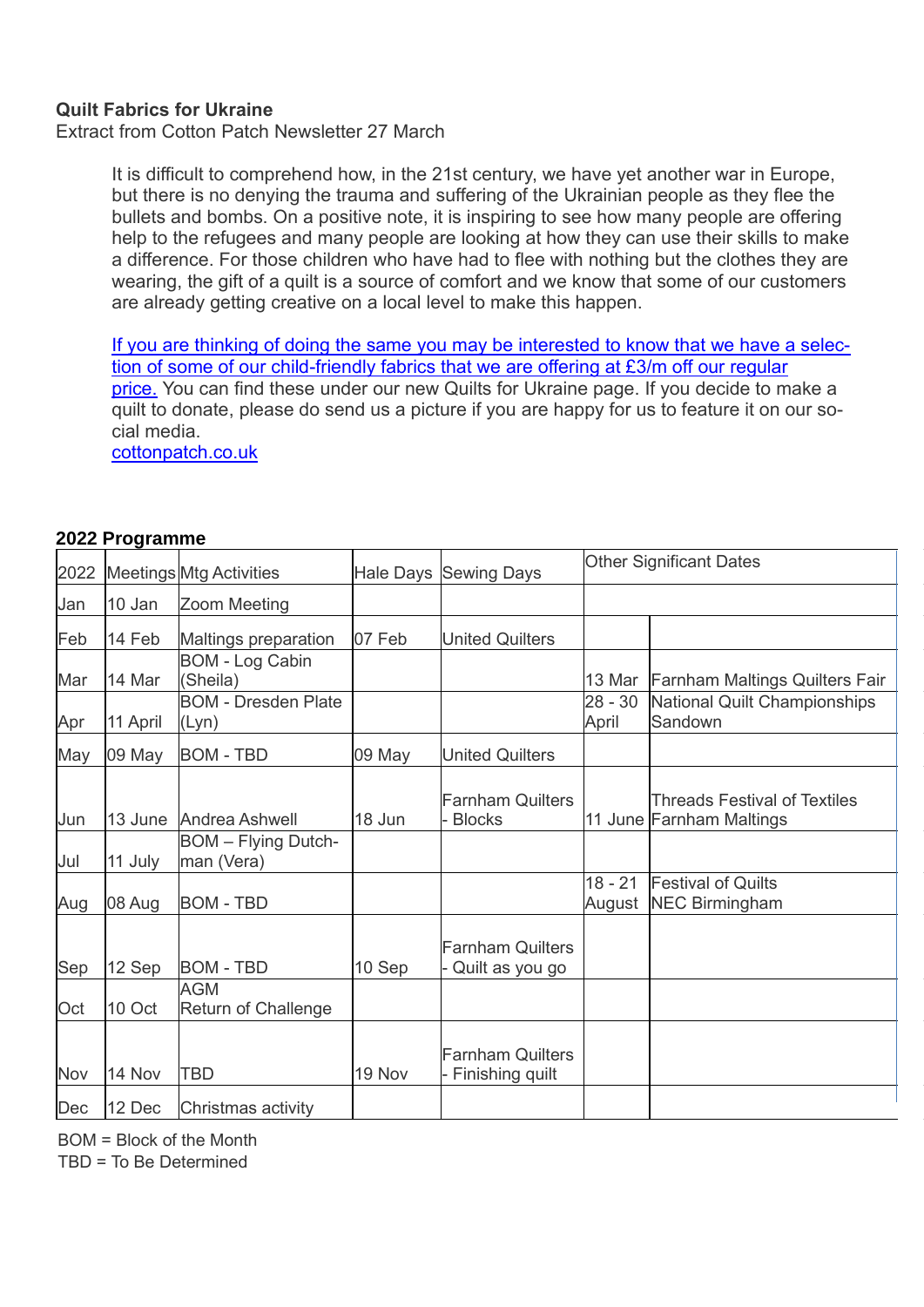**Quilt Fabrics for Ukraine**
Extract from Cotton Patch Newsletter 27 March

> It is difficult to comprehend how, in the 21st century, we have yet another war in Europe, but there is no denying the trauma and suffering of the Ukrainian people as they flee the bullets and bombs. On a positive note, it is inspiring to see how many people are offering help to the refugees and many people are looking at how they can use their skills to make a difference. For those children who have had to flee with nothing but the clothes they are wearing, the gift of a quilt is a source of comfort and we know that some of our customers are already getting creative on a local level to make this happen.
>
> If you are thinking of doing the same you may be interested to know that we have a selection of some of our child-friendly fabrics that we are offering at £3/m off our regular price. You can find these under our new Quilts for Ukraine page. If you decide to make a quilt to donate, please do send us a picture if you are happy for us to feature it on our social media.
> cottonpatch.co.uk

**2022 Programme**

| 2022 | Meetings | Mtg Activities | Hale Days | Sewing Days | Other Significant Dates | |
|---|---|---|---|---|---|---|
| Jan | 10 Jan | Zoom Meeting | | | | |
| Feb | 14 Feb | Maltings preparation | 07 Feb | United Quilters | | |
| Mar | 14 Mar | BOM - Log Cabin (Sheila) | | | 13 Mar | Farnham Maltings Quilters Fair |
| Apr | 11 April | BOM - Dresden Plate (Lyn) | | | 28 - 30 April | National Quilt Championships Sandown |
| May | 09 May | BOM - TBD | 09 May | United Quilters | | |
| Jun | 13 June | Andrea Ashwell | 18 Jun | Farnham Quilters - Blocks | 11 June | Threads Festival of Textiles Farnham Maltings |
| Jul | 11 July | BOM – Flying Dutchman (Vera) | | | | |
| Aug | 08 Aug | BOM - TBD | | | 18 - 21 August | Festival of Quilts NEC Birmingham |
| Sep | 12 Sep | BOM - TBD | 10 Sep | Farnham Quilters - Quilt as you go | | |
| Oct | 10 Oct | AGM Return of Challenge | | | | |
| Nov | 14 Nov | TBD | 19 Nov | Farnham Quilters - Finishing quilt | | |
| Dec | 12 Dec | Christmas activity | | | | |

BOM = Block of the Month
TBD = To Be Determined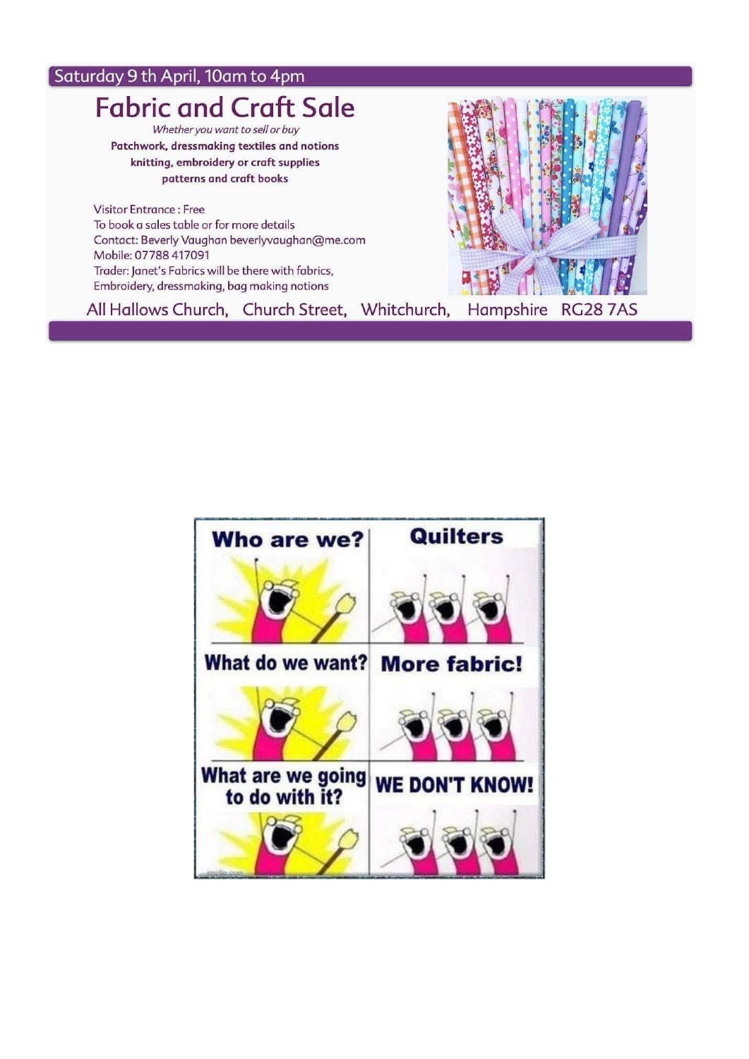Saturday 9 th April, 10am to 4pm

# Fabric and Craft Sale

*Whether you want to sell or buy*

**Patchwork, dressmaking textiles and notions**
**knitting, embroidery or craft supplies**
**patterns and craft books**

Visitor Entrance : Free
To book a sales table or for more details
Contact: Beverly Vaughan beverlyvaughan@me.com
Mobile: 07788 417091
Trader: Janet's Fabrics will be there with fabrics,
Embroidery, dressmaking, bag making notions

All Hallows Church, Church Street, Whitchurch, Hampshire RG28 7AS

Who are we? Quilters

What do we want? More fabric!

What are we going to do with it? WE DON'T KNOW!